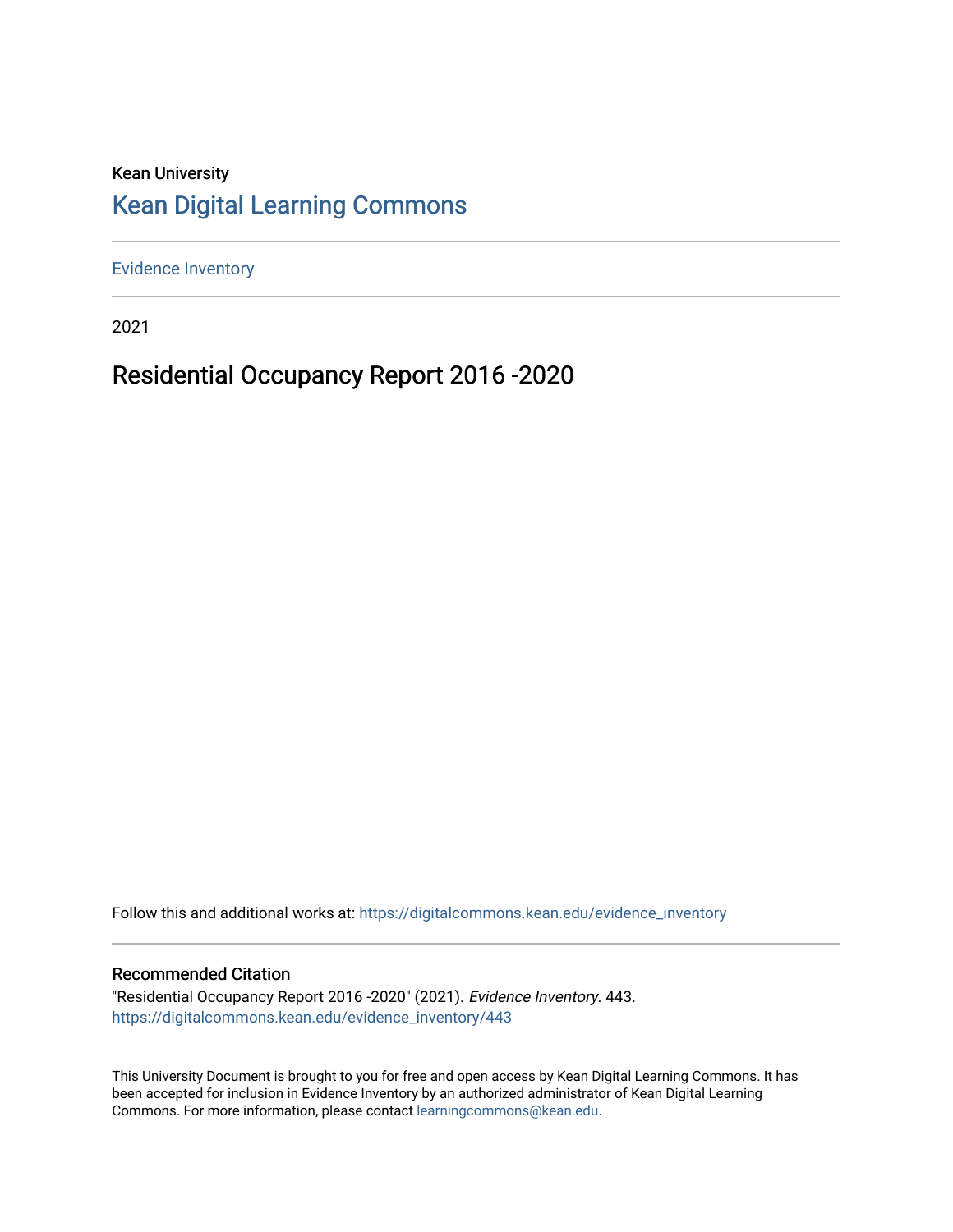Kean University

## Kean Digital Learning Commons

Evidence Inventory

2021

# Residential Occupancy Report 2016 -2020

Follow this and additional works at: https://digitalcommons.kean.edu/evidence_inventory

### Recommended Citation

"Residential Occupancy Report 2016 -2020" (2021). *Evidence Inventory*. 443.
https://digitalcommons.kean.edu/evidence_inventory/443

This University Document is brought to you for free and open access by Kean Digital Learning Commons. It has been accepted for inclusion in Evidence Inventory by an authorized administrator of Kean Digital Learning Commons. For more information, please contact learningcommons@kean.edu.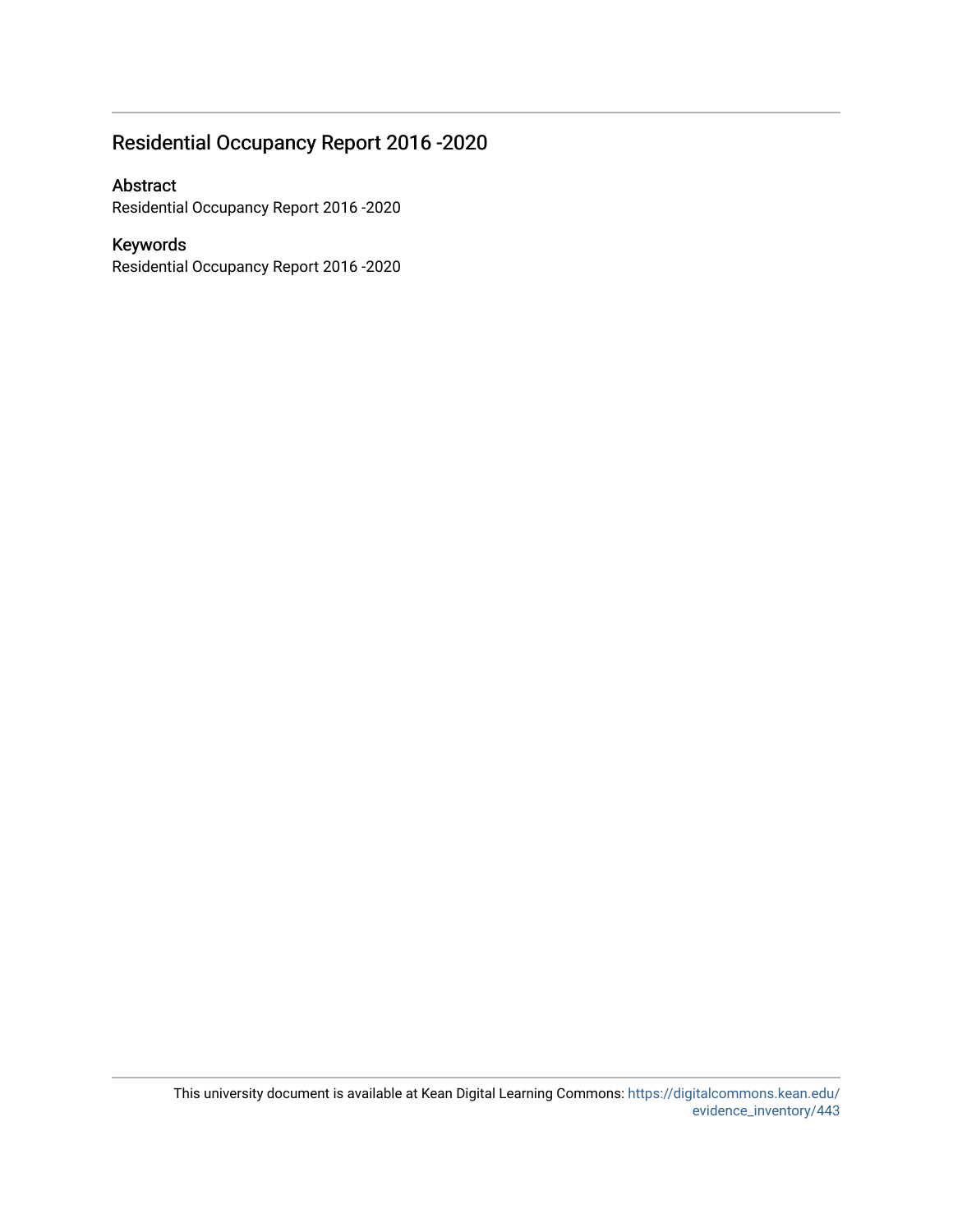## Residential Occupancy Report 2016 -2020

### Abstract

Residential Occupancy Report 2016 -2020

### Keywords

Residential Occupancy Report 2016 -2020

This university document is available at Kean Digital Learning Commons: https://digitalcommons.kean.edu/evidence_inventory/443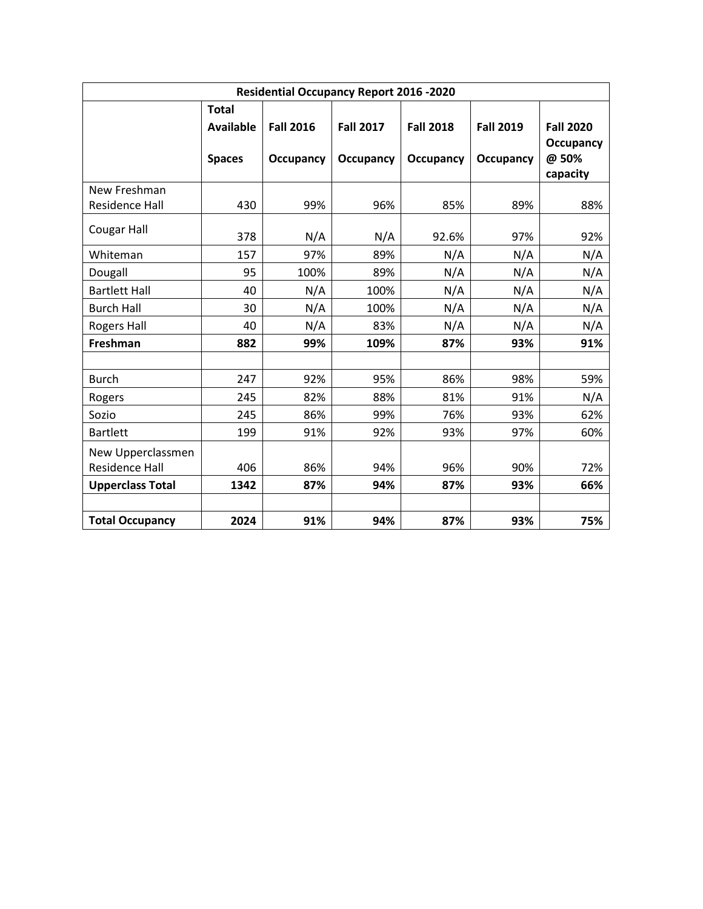| Residential Occupancy Report 2016 -2020 | | | | | | |
|---|---|---|---|---|---|---|
| | **Total Available Spaces** | **Fall 2016 Occupancy** | **Fall 2017 Occupancy** | **Fall 2018 Occupancy** | **Fall 2019 Occupancy** | **Fall 2020 Occupancy @ 50% capacity** |
| New Freshman Residence Hall | 430 | 99% | 96% | 85% | 89% | 88% |
| Cougar Hall | 378 | N/A | N/A | 92.6% | 97% | 92% |
| Whiteman | 157 | 97% | 89% | N/A | N/A | N/A |
| Dougall | 95 | 100% | 89% | N/A | N/A | N/A |
| Bartlett Hall | 40 | N/A | 100% | N/A | N/A | N/A |
| Burch Hall | 30 | N/A | 100% | N/A | N/A | N/A |
| Rogers Hall | 40 | N/A | 83% | N/A | N/A | N/A |
| **Freshman** | **882** | **99%** | **109%** | **87%** | **93%** | **91%** |
| | | | | | | |
| Burch | 247 | 92% | 95% | 86% | 98% | 59% |
| Rogers | 245 | 82% | 88% | 81% | 91% | N/A |
| Sozio | 245 | 86% | 99% | 76% | 93% | 62% |
| Bartlett | 199 | 91% | 92% | 93% | 97% | 60% |
| New Upperclassmen Residence Hall | 406 | 86% | 94% | 96% | 90% | 72% |
| **Upperclass Total** | **1342** | **87%** | **94%** | **87%** | **93%** | **66%** |
| | | | | | | |
| **Total Occupancy** | **2024** | **91%** | **94%** | **87%** | **93%** | **75%** |